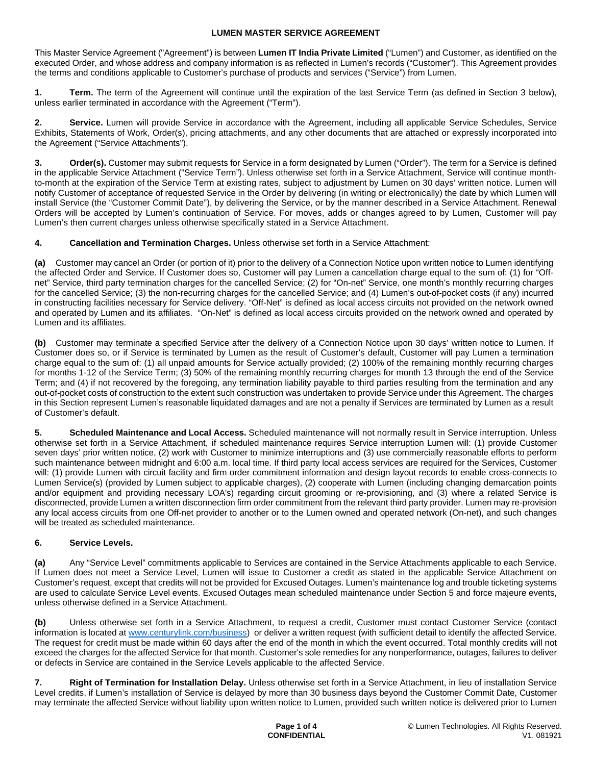# LUMEN MASTER SERVICE AGREEMENT

This Master Service Agreement ("Agreement") is between **Lumen IT India Private Limited** ("Lumen") and Customer, as identified on the executed Order, and whose address and company information is as reflected in Lumen's records ("Customer"). This Agreement provides the terms and conditions applicable to Customer's purchase of products and services ("Service") from Lumen.

**1. Term.** The term of the Agreement will continue until the expiration of the last Service Term (as defined in Section 3 below), unless earlier terminated in accordance with the Agreement ("Term").

**2. Service.** Lumen will provide Service in accordance with the Agreement, including all applicable Service Schedules, Service Exhibits, Statements of Work, Order(s), pricing attachments, and any other documents that are attached or expressly incorporated into the Agreement ("Service Attachments").

**3. Order(s).** Customer may submit requests for Service in a form designated by Lumen ("Order"). The term for a Service is defined in the applicable Service Attachment ("Service Term"). Unless otherwise set forth in a Service Attachment, Service will continue month-to-month at the expiration of the Service Term at existing rates, subject to adjustment by Lumen on 30 days' written notice. Lumen will notify Customer of acceptance of requested Service in the Order by delivering (in writing or electronically) the date by which Lumen will install Service (the "Customer Commit Date"), by delivering the Service, or by the manner described in a Service Attachment. Renewal Orders will be accepted by Lumen's continuation of Service. For moves, adds or changes agreed to by Lumen, Customer will pay Lumen's then current charges unless otherwise specifically stated in a Service Attachment.

**4. Cancellation and Termination Charges.** Unless otherwise set forth in a Service Attachment:

**(a)** Customer may cancel an Order (or portion of it) prior to the delivery of a Connection Notice upon written notice to Lumen identifying the affected Order and Service. If Customer does so, Customer will pay Lumen a cancellation charge equal to the sum of: (1) for "Off-net" Service, third party termination charges for the cancelled Service; (2) for "On-net" Service, one month's monthly recurring charges for the cancelled Service; (3) the non-recurring charges for the cancelled Service; and (4) Lumen's out-of-pocket costs (if any) incurred in constructing facilities necessary for Service delivery. "Off-Net" is defined as local access circuits not provided on the network owned and operated by Lumen and its affiliates. "On-Net" is defined as local access circuits provided on the network owned and operated by Lumen and its affiliates.

**(b)** Customer may terminate a specified Service after the delivery of a Connection Notice upon 30 days' written notice to Lumen. If Customer does so, or if Service is terminated by Lumen as the result of Customer's default, Customer will pay Lumen a termination charge equal to the sum of: (1) all unpaid amounts for Service actually provided; (2) 100% of the remaining monthly recurring charges for months 1-12 of the Service Term; (3) 50% of the remaining monthly recurring charges for month 13 through the end of the Service Term; and (4) if not recovered by the foregoing, any termination liability payable to third parties resulting from the termination and any out-of-pocket costs of construction to the extent such construction was undertaken to provide Service under this Agreement. The charges in this Section represent Lumen's reasonable liquidated damages and are not a penalty if Services are terminated by Lumen as a result of Customer's default.

**5. Scheduled Maintenance and Local Access.** Scheduled maintenance will not normally result in Service interruption. Unless otherwise set forth in a Service Attachment, if scheduled maintenance requires Service interruption Lumen will: (1) provide Customer seven days' prior written notice, (2) work with Customer to minimize interruptions and (3) use commercially reasonable efforts to perform such maintenance between midnight and 6:00 a.m. local time. If third party local access services are required for the Services, Customer will: (1) provide Lumen with circuit facility and firm order commitment information and design layout records to enable cross-connects to Lumen Service(s) (provided by Lumen subject to applicable charges), (2) cooperate with Lumen (including changing demarcation points and/or equipment and providing necessary LOA's) regarding circuit grooming or re-provisioning, and (3) where a related Service is disconnected, provide Lumen a written disconnection firm order commitment from the relevant third party provider. Lumen may re-provision any local access circuits from one Off-net provider to another or to the Lumen owned and operated network (On-net), and such changes will be treated as scheduled maintenance.

**6. Service Levels.**

**(a)** Any "Service Level" commitments applicable to Services are contained in the Service Attachments applicable to each Service. If Lumen does not meet a Service Level, Lumen will issue to Customer a credit as stated in the applicable Service Attachment on Customer's request, except that credits will not be provided for Excused Outages. Lumen's maintenance log and trouble ticketing systems are used to calculate Service Level events. Excused Outages mean scheduled maintenance under Section 5 and force majeure events, unless otherwise defined in a Service Attachment.

**(b)** Unless otherwise set forth in a Service Attachment, to request a credit, Customer must contact Customer Service (contact information is located at www.centurylink.com/business) or deliver a written request (with sufficient detail to identify the affected Service. The request for credit must be made within 60 days after the end of the month in which the event occurred. Total monthly credits will not exceed the charges for the affected Service for that month. Customer's sole remedies for any nonperformance, outages, failures to deliver or defects in Service are contained in the Service Levels applicable to the affected Service.

**7. Right of Termination for Installation Delay.** Unless otherwise set forth in a Service Attachment, in lieu of installation Service Level credits, if Lumen's installation of Service is delayed by more than 30 business days beyond the Customer Commit Date, Customer may terminate the affected Service without liability upon written notice to Lumen, provided such written notice is delivered prior to Lumen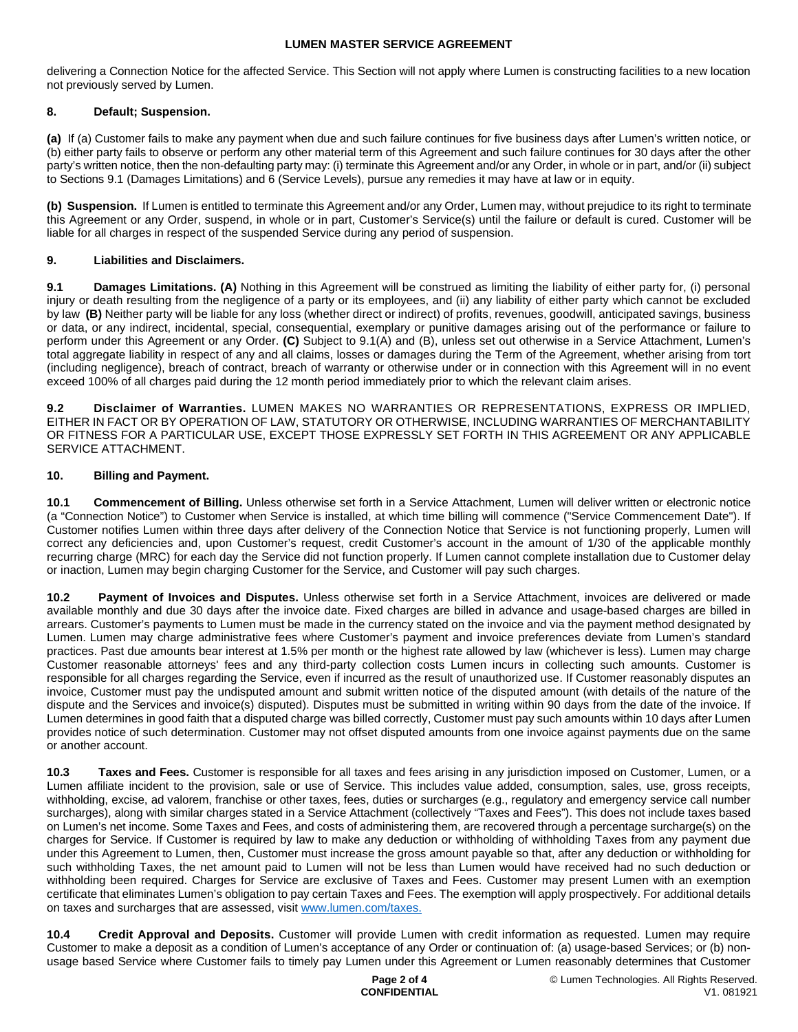delivering a Connection Notice for the affected Service. This Section will not apply where Lumen is constructing facilities to a new location not previously served by Lumen.

## 8. Default; Suspension.

**(a)** If (a) Customer fails to make any payment when due and such failure continues for five business days after Lumen's written notice, or (b) either party fails to observe or perform any other material term of this Agreement and such failure continues for 30 days after the other party's written notice, then the non-defaulting party may: (i) terminate this Agreement and/or any Order, in whole or in part, and/or (ii) subject to Sections 9.1 (Damages Limitations) and 6 (Service Levels), pursue any remedies it may have at law or in equity.

**(b) Suspension.** If Lumen is entitled to terminate this Agreement and/or any Order, Lumen may, without prejudice to its right to terminate this Agreement or any Order, suspend, in whole or in part, Customer's Service(s) until the failure or default is cured. Customer will be liable for all charges in respect of the suspended Service during any period of suspension.

## 9. Liabilities and Disclaimers.

**9.1 Damages Limitations. (A)** Nothing in this Agreement will be construed as limiting the liability of either party for, (i) personal injury or death resulting from the negligence of a party or its employees, and (ii) any liability of either party which cannot be excluded by law **(B)** Neither party will be liable for any loss (whether direct or indirect) of profits, revenues, goodwill, anticipated savings, business or data, or any indirect, incidental, special, consequential, exemplary or punitive damages arising out of the performance or failure to perform under this Agreement or any Order. **(C)** Subject to 9.1(A) and (B), unless set out otherwise in a Service Attachment, Lumen's total aggregate liability in respect of any and all claims, losses or damages during the Term of the Agreement, whether arising from tort (including negligence), breach of contract, breach of warranty or otherwise under or in connection with this Agreement will in no event exceed 100% of all charges paid during the 12 month period immediately prior to which the relevant claim arises.

**9.2 Disclaimer of Warranties.** LUMEN MAKES NO WARRANTIES OR REPRESENTATIONS, EXPRESS OR IMPLIED, EITHER IN FACT OR BY OPERATION OF LAW, STATUTORY OR OTHERWISE, INCLUDING WARRANTIES OF MERCHANTABILITY OR FITNESS FOR A PARTICULAR USE, EXCEPT THOSE EXPRESSLY SET FORTH IN THIS AGREEMENT OR ANY APPLICABLE SERVICE ATTACHMENT.

## 10. Billing and Payment.

**10.1 Commencement of Billing.** Unless otherwise set forth in a Service Attachment, Lumen will deliver written or electronic notice (a "Connection Notice") to Customer when Service is installed, at which time billing will commence ("Service Commencement Date"). If Customer notifies Lumen within three days after delivery of the Connection Notice that Service is not functioning properly, Lumen will correct any deficiencies and, upon Customer's request, credit Customer's account in the amount of 1/30 of the applicable monthly recurring charge (MRC) for each day the Service did not function properly. If Lumen cannot complete installation due to Customer delay or inaction, Lumen may begin charging Customer for the Service, and Customer will pay such charges.

**10.2 Payment of Invoices and Disputes.** Unless otherwise set forth in a Service Attachment, invoices are delivered or made available monthly and due 30 days after the invoice date. Fixed charges are billed in advance and usage-based charges are billed in arrears. Customer's payments to Lumen must be made in the currency stated on the invoice and via the payment method designated by Lumen. Lumen may charge administrative fees where Customer's payment and invoice preferences deviate from Lumen's standard practices. Past due amounts bear interest at 1.5% per month or the highest rate allowed by law (whichever is less). Lumen may charge Customer reasonable attorneys' fees and any third-party collection costs Lumen incurs in collecting such amounts. Customer is responsible for all charges regarding the Service, even if incurred as the result of unauthorized use. If Customer reasonably disputes an invoice, Customer must pay the undisputed amount and submit written notice of the disputed amount (with details of the nature of the dispute and the Services and invoice(s) disputed). Disputes must be submitted in writing within 90 days from the date of the invoice. If Lumen determines in good faith that a disputed charge was billed correctly, Customer must pay such amounts within 10 days after Lumen provides notice of such determination. Customer may not offset disputed amounts from one invoice against payments due on the same or another account.

**10.3 Taxes and Fees.** Customer is responsible for all taxes and fees arising in any jurisdiction imposed on Customer, Lumen, or a Lumen affiliate incident to the provision, sale or use of Service. This includes value added, consumption, sales, use, gross receipts, withholding, excise, ad valorem, franchise or other taxes, fees, duties or surcharges (e.g., regulatory and emergency service call number surcharges), along with similar charges stated in a Service Attachment (collectively "Taxes and Fees"). This does not include taxes based on Lumen's net income. Some Taxes and Fees, and costs of administering them, are recovered through a percentage surcharge(s) on the charges for Service. If Customer is required by law to make any deduction or withholding of withholding Taxes from any payment due under this Agreement to Lumen, then, Customer must increase the gross amount payable so that, after any deduction or withholding for such withholding Taxes, the net amount paid to Lumen will not be less than Lumen would have received had no such deduction or withholding been required. Charges for Service are exclusive of Taxes and Fees. Customer may present Lumen with an exemption certificate that eliminates Lumen's obligation to pay certain Taxes and Fees. The exemption will apply prospectively. For additional details on taxes and surcharges that are assessed, visit www.lumen.com/taxes.

**10.4 Credit Approval and Deposits.** Customer will provide Lumen with credit information as requested. Lumen may require Customer to make a deposit as a condition of Lumen's acceptance of any Order or continuation of: (a) usage-based Services; or (b) non-usage based Service where Customer fails to timely pay Lumen under this Agreement or Lumen reasonably determines that Customer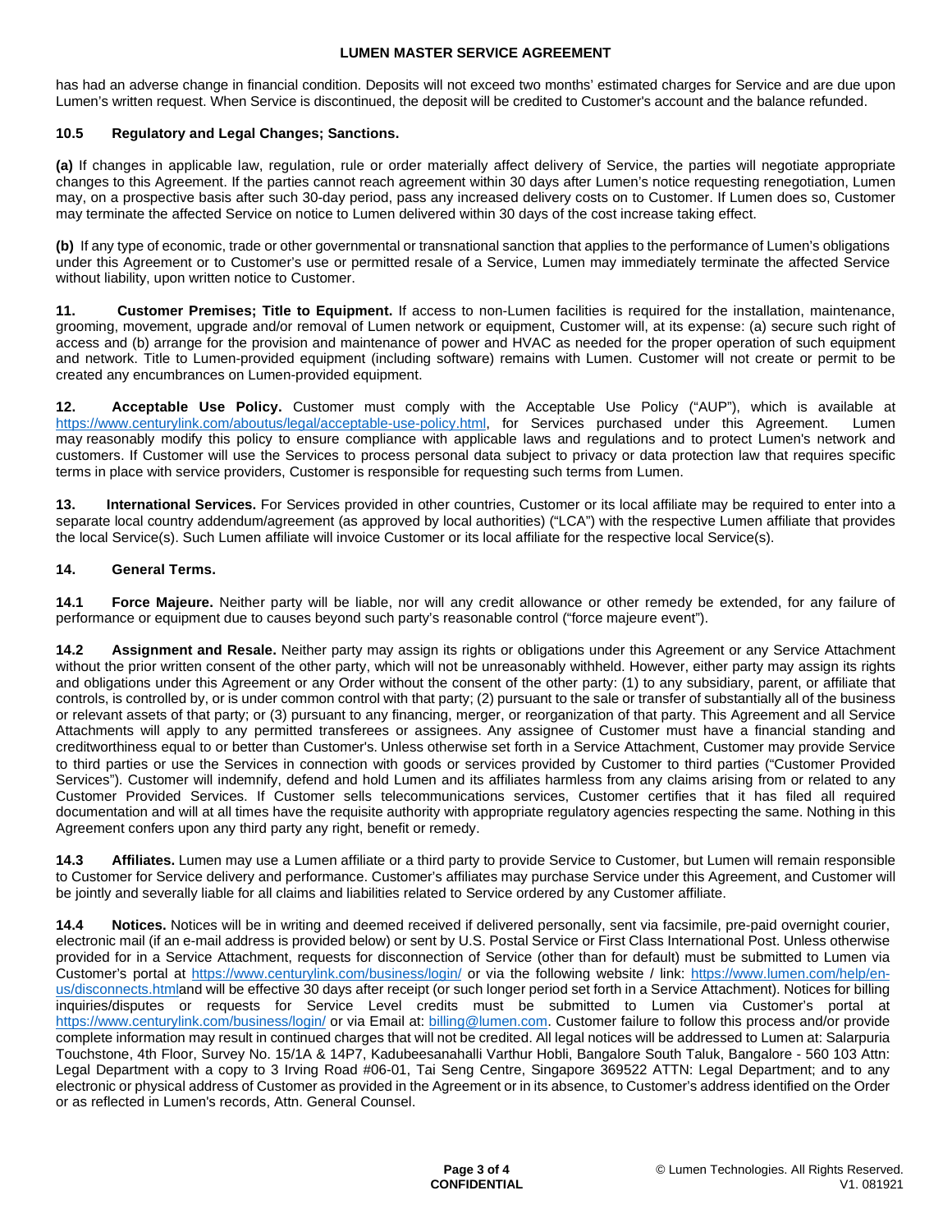has had an adverse change in financial condition. Deposits will not exceed two months' estimated charges for Service and are due upon Lumen's written request. When Service is discontinued, the deposit will be credited to Customer's account and the balance refunded.

**10.5 Regulatory and Legal Changes; Sanctions.**

**(a)** If changes in applicable law, regulation, rule or order materially affect delivery of Service, the parties will negotiate appropriate changes to this Agreement. If the parties cannot reach agreement within 30 days after Lumen's notice requesting renegotiation, Lumen may, on a prospective basis after such 30-day period, pass any increased delivery costs on to Customer. If Lumen does so, Customer may terminate the affected Service on notice to Lumen delivered within 30 days of the cost increase taking effect.

**(b)** If any type of economic, trade or other governmental or transnational sanction that applies to the performance of Lumen's obligations under this Agreement or to Customer's use or permitted resale of a Service, Lumen may immediately terminate the affected Service without liability, upon written notice to Customer.

**11. Customer Premises; Title to Equipment.** If access to non-Lumen facilities is required for the installation, maintenance, grooming, movement, upgrade and/or removal of Lumen network or equipment, Customer will, at its expense: (a) secure such right of access and (b) arrange for the provision and maintenance of power and HVAC as needed for the proper operation of such equipment and network. Title to Lumen-provided equipment (including software) remains with Lumen. Customer will not create or permit to be created any encumbrances on Lumen-provided equipment.

**12. Acceptable Use Policy.** Customer must comply with the Acceptable Use Policy ("AUP"), which is available at https://www.centurylink.com/aboutus/legal/acceptable-use-policy.html, for Services purchased under this Agreement. Lumen may reasonably modify this policy to ensure compliance with applicable laws and regulations and to protect Lumen's network and customers. If Customer will use the Services to process personal data subject to privacy or data protection law that requires specific terms in place with service providers, Customer is responsible for requesting such terms from Lumen.

**13. International Services.** For Services provided in other countries, Customer or its local affiliate may be required to enter into a separate local country addendum/agreement (as approved by local authorities) ("LCA") with the respective Lumen affiliate that provides the local Service(s). Such Lumen affiliate will invoice Customer or its local affiliate for the respective local Service(s).

**14. General Terms.**

**14.1 Force Majeure.** Neither party will be liable, nor will any credit allowance or other remedy be extended, for any failure of performance or equipment due to causes beyond such party's reasonable control ("force majeure event").

**14.2 Assignment and Resale.** Neither party may assign its rights or obligations under this Agreement or any Service Attachment without the prior written consent of the other party, which will not be unreasonably withheld. However, either party may assign its rights and obligations under this Agreement or any Order without the consent of the other party: (1) to any subsidiary, parent, or affiliate that controls, is controlled by, or is under common control with that party; (2) pursuant to the sale or transfer of substantially all of the business or relevant assets of that party; or (3) pursuant to any financing, merger, or reorganization of that party. This Agreement and all Service Attachments will apply to any permitted transferees or assignees. Any assignee of Customer must have a financial standing and creditworthiness equal to or better than Customer's. Unless otherwise set forth in a Service Attachment, Customer may provide Service to third parties or use the Services in connection with goods or services provided by Customer to third parties ("Customer Provided Services"). Customer will indemnify, defend and hold Lumen and its affiliates harmless from any claims arising from or related to any Customer Provided Services. If Customer sells telecommunications services, Customer certifies that it has filed all required documentation and will at all times have the requisite authority with appropriate regulatory agencies respecting the same. Nothing in this Agreement confers upon any third party any right, benefit or remedy.

**14.3 Affiliates.** Lumen may use a Lumen affiliate or a third party to provide Service to Customer, but Lumen will remain responsible to Customer for Service delivery and performance. Customer's affiliates may purchase Service under this Agreement, and Customer will be jointly and severally liable for all claims and liabilities related to Service ordered by any Customer affiliate.

**14.4 Notices.** Notices will be in writing and deemed received if delivered personally, sent via facsimile, pre-paid overnight courier, electronic mail (if an e-mail address is provided below) or sent by U.S. Postal Service or First Class International Post. Unless otherwise provided for in a Service Attachment, requests for disconnection of Service (other than for default) must be submitted to Lumen via Customer's portal at https://www.centurylink.com/business/login/ or via the following website / link: https://www.lumen.com/help/en-us/disconnects.htmland will be effective 30 days after receipt (or such longer period set forth in a Service Attachment). Notices for billing inquiries/disputes or requests for Service Level credits must be submitted to Lumen via Customer's portal at https://www.centurylink.com/business/login/ or via Email at: billing@lumen.com. Customer failure to follow this process and/or provide complete information may result in continued charges that will not be credited. All legal notices will be addressed to Lumen at: Salarpuria Touchstone, 4th Floor, Survey No. 15/1A & 14P7, Kadubeesanahalli Varthur Hobli, Bangalore South Taluk, Bangalore - 560 103 Attn: Legal Department with a copy to 3 Irving Road #06-01, Tai Seng Centre, Singapore 369522 ATTN: Legal Department; and to any electronic or physical address of Customer as provided in the Agreement or in its absence, to Customer's address identified on the Order or as reflected in Lumen's records, Attn. General Counsel.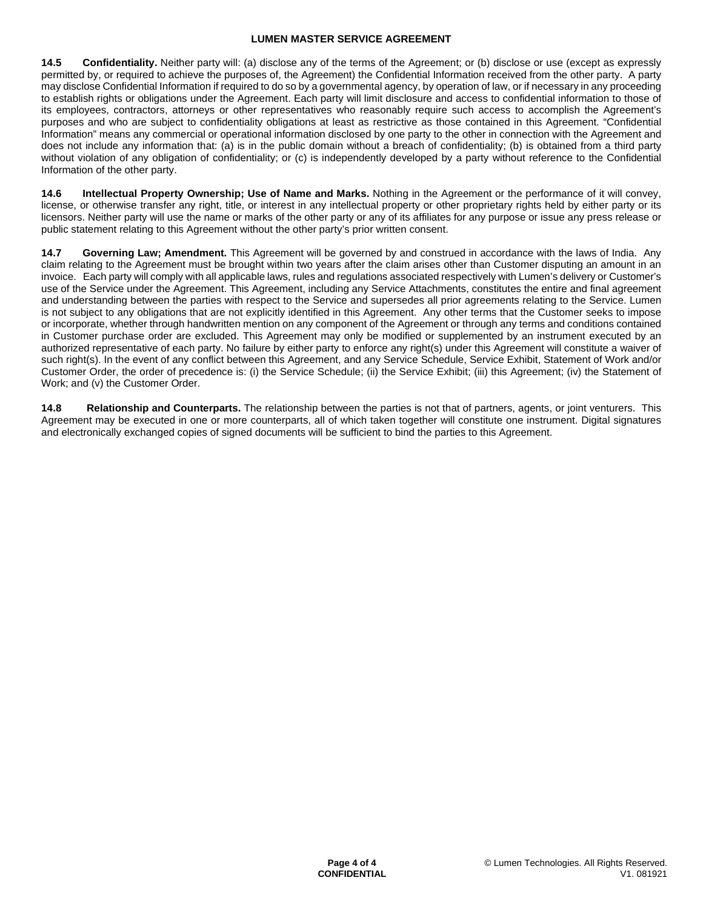**14.5 Confidentiality.** Neither party will: (a) disclose any of the terms of the Agreement; or (b) disclose or use (except as expressly permitted by, or required to achieve the purposes of, the Agreement) the Confidential Information received from the other party. A party may disclose Confidential Information if required to do so by a governmental agency, by operation of law, or if necessary in any proceeding to establish rights or obligations under the Agreement. Each party will limit disclosure and access to confidential information to those of its employees, contractors, attorneys or other representatives who reasonably require such access to accomplish the Agreement's purposes and who are subject to confidentiality obligations at least as restrictive as those contained in this Agreement. "Confidential Information" means any commercial or operational information disclosed by one party to the other in connection with the Agreement and does not include any information that: (a) is in the public domain without a breach of confidentiality; (b) is obtained from a third party without violation of any obligation of confidentiality; or (c) is independently developed by a party without reference to the Confidential Information of the other party.

**14.6 Intellectual Property Ownership; Use of Name and Marks.** Nothing in the Agreement or the performance of it will convey, license, or otherwise transfer any right, title, or interest in any intellectual property or other proprietary rights held by either party or its licensors. Neither party will use the name or marks of the other party or any of its affiliates for any purpose or issue any press release or public statement relating to this Agreement without the other party's prior written consent.

**14.7 Governing Law; Amendment.** This Agreement will be governed by and construed in accordance with the laws of India. Any claim relating to the Agreement must be brought within two years after the claim arises other than Customer disputing an amount in an invoice. Each party will comply with all applicable laws, rules and regulations associated respectively with Lumen's delivery or Customer's use of the Service under the Agreement. This Agreement, including any Service Attachments, constitutes the entire and final agreement and understanding between the parties with respect to the Service and supersedes all prior agreements relating to the Service. Lumen is not subject to any obligations that are not explicitly identified in this Agreement. Any other terms that the Customer seeks to impose or incorporate, whether through handwritten mention on any component of the Agreement or through any terms and conditions contained in Customer purchase order are excluded. This Agreement may only be modified or supplemented by an instrument executed by an authorized representative of each party. No failure by either party to enforce any right(s) under this Agreement will constitute a waiver of such right(s). In the event of any conflict between this Agreement, and any Service Schedule, Service Exhibit, Statement of Work and/or Customer Order, the order of precedence is: (i) the Service Schedule; (ii) the Service Exhibit; (iii) this Agreement; (iv) the Statement of Work; and (v) the Customer Order.

**14.8 Relationship and Counterparts.** The relationship between the parties is not that of partners, agents, or joint venturers. This Agreement may be executed in one or more counterparts, all of which taken together will constitute one instrument. Digital signatures and electronically exchanged copies of signed documents will be sufficient to bind the parties to this Agreement.